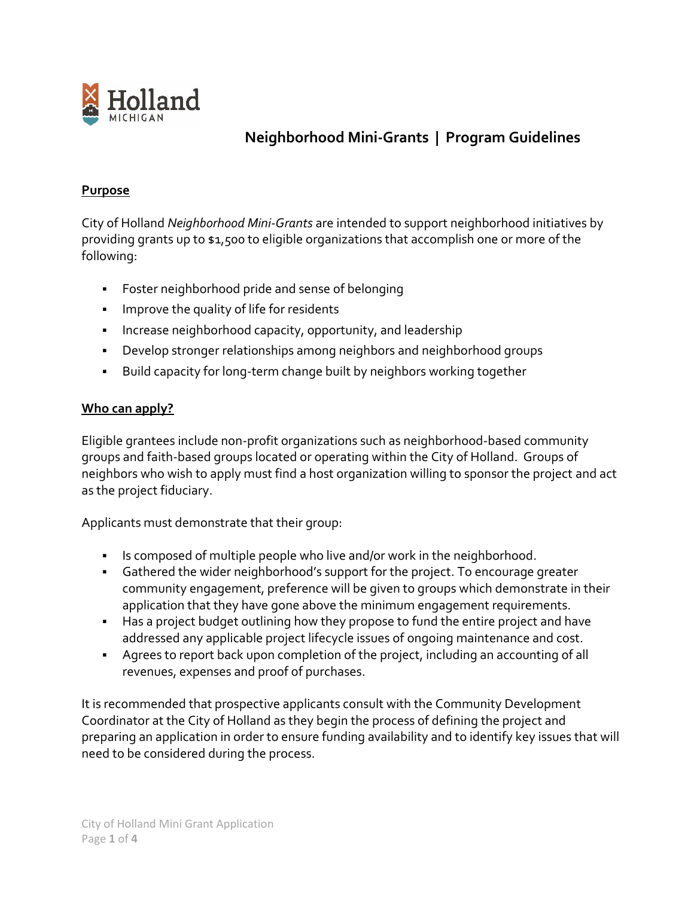Holland
MICHIGAN

# Neighborhood Mini-Grants | Program Guidelines

## Purpose

City of Holland *Neighborhood Mini-Grants* are intended to support neighborhood initiatives by providing grants up to $1,500 to eligible organizations that accomplish one or more of the following:

- Foster neighborhood pride and sense of belonging
- Improve the quality of life for residents
- Increase neighborhood capacity, opportunity, and leadership
- Develop stronger relationships among neighbors and neighborhood groups
- Build capacity for long-term change built by neighbors working together

## Who can apply?

Eligible grantees include non-profit organizations such as neighborhood-based community groups and faith-based groups located or operating within the City of Holland. Groups of neighbors who wish to apply must find a host organization willing to sponsor the project and act as the project fiduciary.

Applicants must demonstrate that their group:

- Is composed of multiple people who live and/or work in the neighborhood.
- Gathered the wider neighborhood's support for the project. To encourage greater community engagement, preference will be given to groups which demonstrate in their application that they have gone above the minimum engagement requirements.
- Has a project budget outlining how they propose to fund the entire project and have addressed any applicable project lifecycle issues of ongoing maintenance and cost.
- Agrees to report back upon completion of the project, including an accounting of all revenues, expenses and proof of purchases.

It is recommended that prospective applicants consult with the Community Development Coordinator at the City of Holland as they begin the process of defining the project and preparing an application in order to ensure funding availability and to identify key issues that will need to be considered during the process.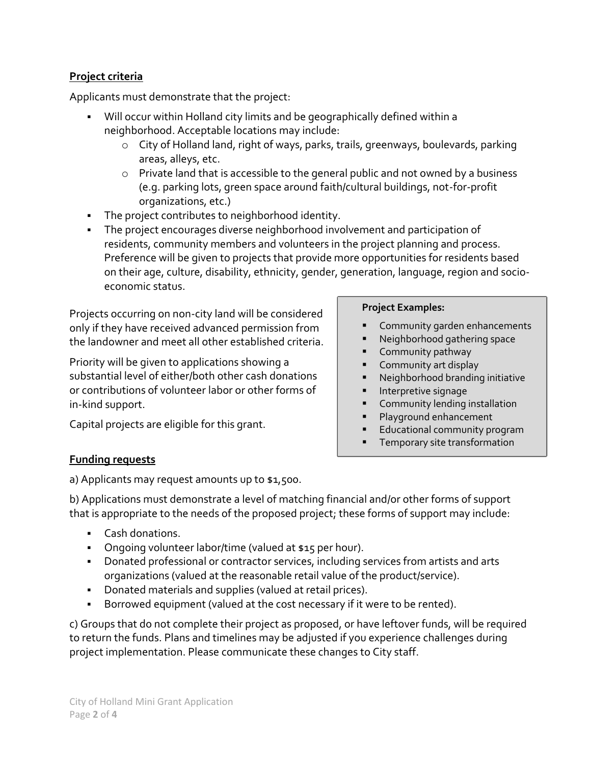**Project criteria**

Applicants must demonstrate that the project:

- Will occur within Holland city limits and be geographically defined within a neighborhood. Acceptable locations may include:
  - City of Holland land, right of ways, parks, trails, greenways, boulevards, parking areas, alleys, etc.
  - Private land that is accessible to the general public and not owned by a business (e.g. parking lots, green space around faith/cultural buildings, not-for-profit organizations, etc.)
- The project contributes to neighborhood identity.
- The project encourages diverse neighborhood involvement and participation of residents, community members and volunteers in the project planning and process. Preference will be given to projects that provide more opportunities for residents based on their age, culture, disability, ethnicity, gender, generation, language, region and socio-economic status.

Projects occurring on non-city land will be considered only if they have received advanced permission from the landowner and meet all other established criteria.

Priority will be given to applications showing a substantial level of either/both other cash donations or contributions of volunteer labor or other forms of in-kind support.

Capital projects are eligible for this grant.

**Project Examples:**

- Community garden enhancements
- Neighborhood gathering space
- Community pathway
- Community art display
- Neighborhood branding initiative
- Interpretive signage
- Community lending installation
- Playground enhancement
- Educational community program
- Temporary site transformation

**Funding requests**

a) Applicants may request amounts up to $1,500.

b) Applications must demonstrate a level of matching financial and/or other forms of support that is appropriate to the needs of the proposed project; these forms of support may include:

- Cash donations.
- Ongoing volunteer labor/time (valued at $15 per hour).
- Donated professional or contractor services, including services from artists and arts organizations (valued at the reasonable retail value of the product/service).
- Donated materials and supplies (valued at retail prices).
- Borrowed equipment (valued at the cost necessary if it were to be rented).

c) Groups that do not complete their project as proposed, or have leftover funds, will be required to return the funds. Plans and timelines may be adjusted if you experience challenges during project implementation. Please communicate these changes to City staff.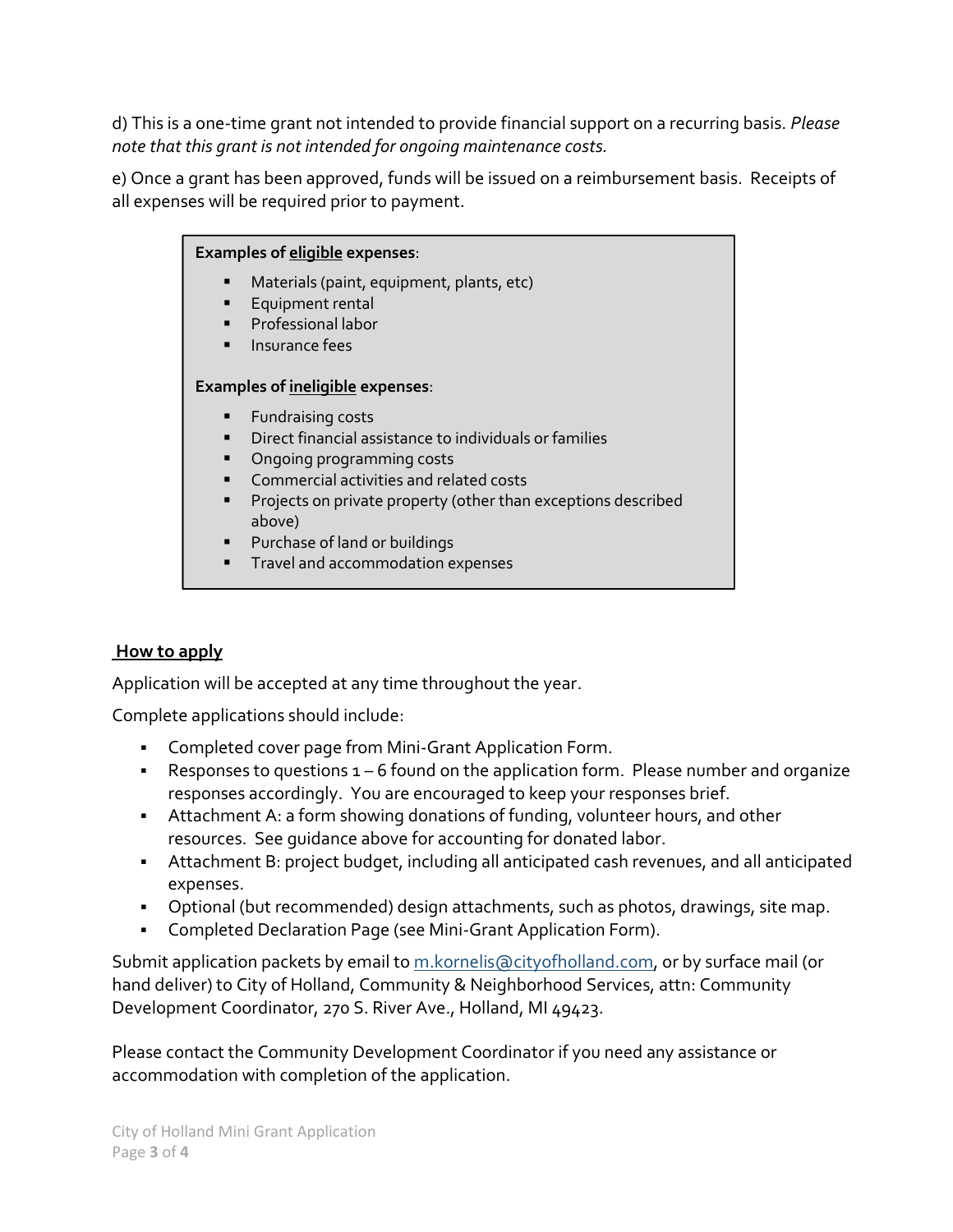d) This is a one-time grant not intended to provide financial support on a recurring basis. *Please note that this grant is not intended for ongoing maintenance costs.*

e) Once a grant has been approved, funds will be issued on a reimbursement basis. Receipts of all expenses will be required prior to payment.

**Examples of eligible expenses**:

- Materials (paint, equipment, plants, etc)
- Equipment rental
- Professional labor
- Insurance fees

**Examples of ineligible expenses**:

- Fundraising costs
- Direct financial assistance to individuals or families
- Ongoing programming costs
- Commercial activities and related costs
- Projects on private property (other than exceptions described above)
- Purchase of land or buildings
- Travel and accommodation expenses

## How to apply

Application will be accepted at any time throughout the year.

Complete applications should include:

- Completed cover page from Mini-Grant Application Form.
- Responses to questions 1 – 6 found on the application form. Please number and organize responses accordingly. You are encouraged to keep your responses brief.
- Attachment A: a form showing donations of funding, volunteer hours, and other resources. See guidance above for accounting for donated labor.
- Attachment B: project budget, including all anticipated cash revenues, and all anticipated expenses.
- Optional (but recommended) design attachments, such as photos, drawings, site map.
- Completed Declaration Page (see Mini-Grant Application Form).

Submit application packets by email to m.kornelis@cityofholland.com, or by surface mail (or hand deliver) to City of Holland, Community & Neighborhood Services, attn: Community Development Coordinator, 270 S. River Ave., Holland, MI 49423.

Please contact the Community Development Coordinator if you need any assistance or accommodation with completion of the application.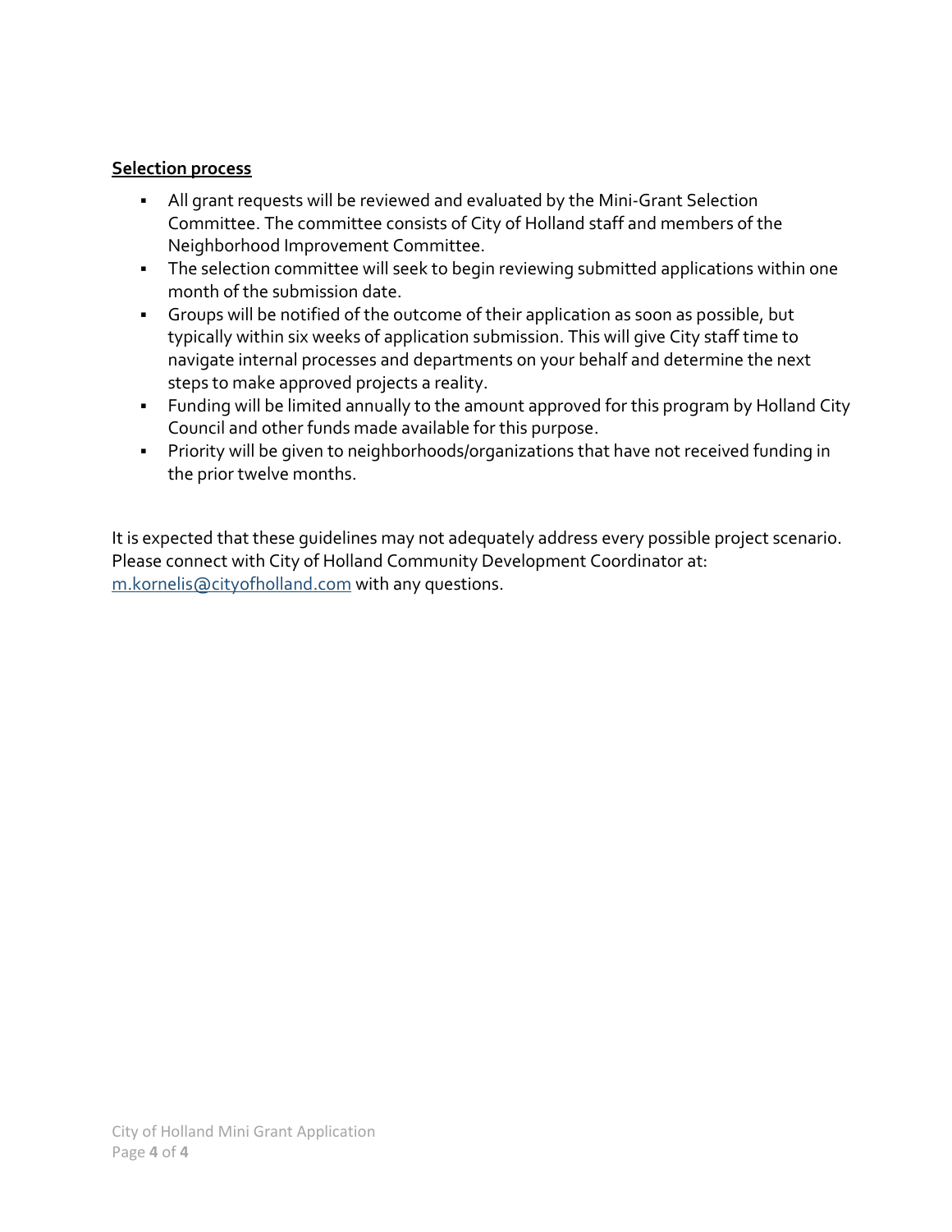**Selection process**

- All grant requests will be reviewed and evaluated by the Mini-Grant Selection Committee. The committee consists of City of Holland staff and members of the Neighborhood Improvement Committee.
- The selection committee will seek to begin reviewing submitted applications within one month of the submission date.
- Groups will be notified of the outcome of their application as soon as possible, but typically within six weeks of application submission. This will give City staff time to navigate internal processes and departments on your behalf and determine the next steps to make approved projects a reality.
- Funding will be limited annually to the amount approved for this program by Holland City Council and other funds made available for this purpose.
- Priority will be given to neighborhoods/organizations that have not received funding in the prior twelve months.

It is expected that these guidelines may not adequately address every possible project scenario. Please connect with City of Holland Community Development Coordinator at: m.kornelis@cityofholland.com with any questions.